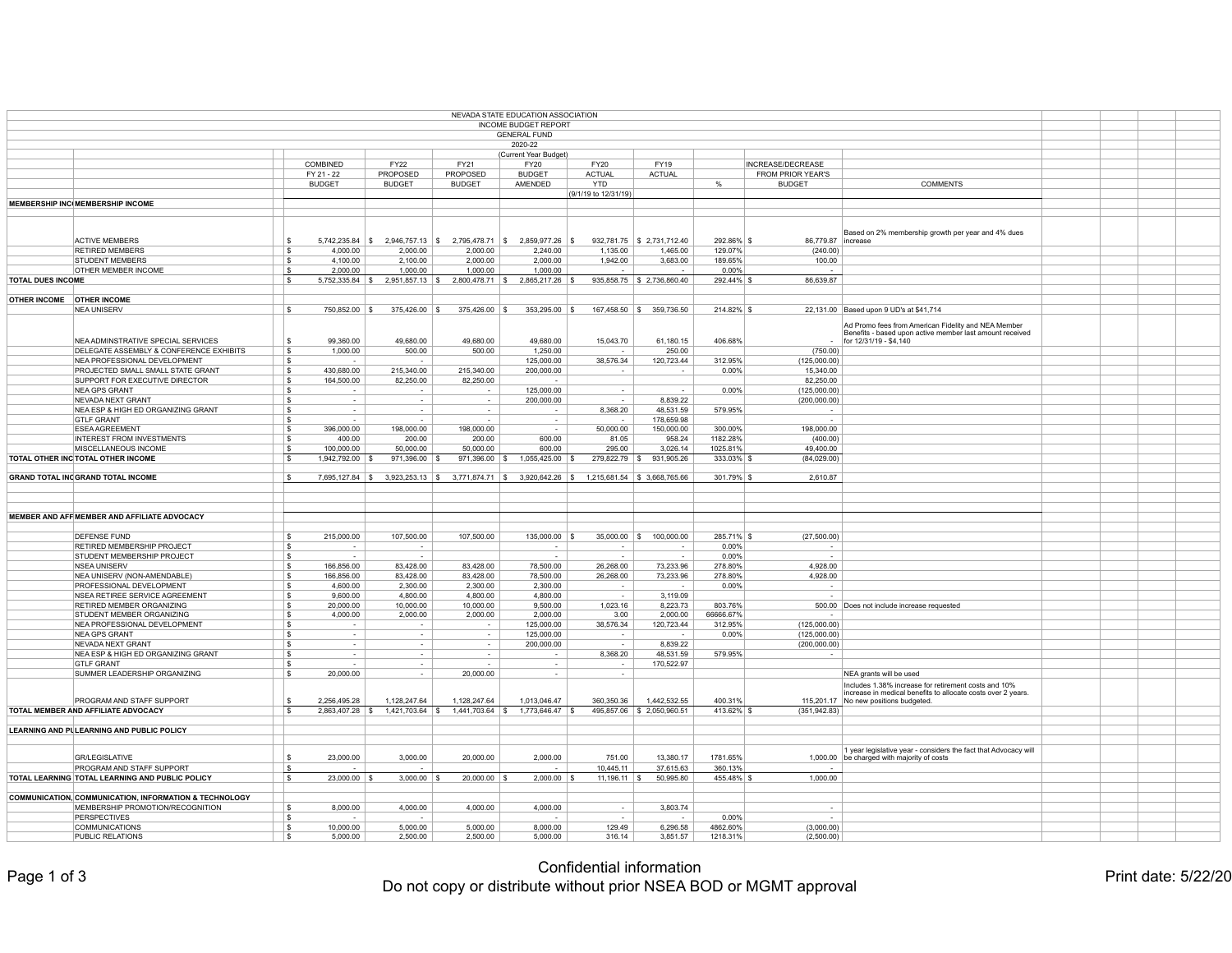NEVADA STATE EDUCATION ASSOCIATION
INCOME BUDGET REPORT
GENERAL FUND
2020-22
(Current Year Budget)

| | | COMBINED FY 21 - 22 BUDGET | FY22 PROPOSED BUDGET | FY21 PROPOSED BUDGET | FY20 BUDGET AMENDED | FY20 ACTUAL YTD (9/1/19 to 12/31/19) | FY19 ACTUAL | % | INCREASE/DECREASE FROM PRIOR YEAR'S BUDGET | COMMENTS |
|---|---|---|---|---|---|---|---|---|---|---|
| MEMBERSHIP INC | MEMBERSHIP INCOME | | | | | | | | | |
| | ACTIVE MEMBERS | $ 5,742,235.84 | $ 2,946,757.13 | $ 2,795,478.71 | $ 2,859,977.26 | $ 932,781.75 | $ 2,731,712.40 | 292.86% | $ 86,779.87 | Based on 2% membership growth per year and 4% dues increase |
| | RETIRED MEMBERS | $ 4,000.00 | 2,000.00 | 2,000.00 | 2,240.00 | 1,135.00 | 1,465.00 | 129.07% | (240.00) | |
| | STUDENT MEMBERS | $ 4,100.00 | 2,100.00 | 2,000.00 | 2,000.00 | 1,942.00 | 3,683.00 | 189.65% | 100.00 | |
| | OTHER MEMBER INCOME | $ 2,000.00 | 1,000.00 | 1,000.00 | 1,000.00 | - | - | 0.00% | - | |
| TOTAL DUES INCOME | | $ 5,752,335.84 | $ 2,951,857.13 | $ 2,800,478.71 | $ 2,865,217.26 | $ 935,858.75 | $ 2,736,860.40 | 292.44% | $ 86,639.87 | |
| OTHER INCOME | OTHER INCOME | | | | | | | | | |
| | NEA UNISERV | $ 750,852.00 | $ 375,426.00 | $ 375,426.00 | $ 353,295.00 | $ 167,458.50 | $ 359,736.50 | 214.82% | $ 22,131.00 | Based upon 9 UD's at $41,714 |
| | NEA ADMINSTRATIVE SPECIAL SERVICES | $ 99,360.00 | 49,680.00 | 49,680.00 | 49,680.00 | 15,043.70 | 61,180.15 | 406.68% | - | Ad Promo fees from American Fidelity and NEA Member Benefits - based upon active member last amount received for 12/31/19 - $4,140 |
| | DELEGATE ASSEMBLY & CONFERENCE EXHIBITS | $ 1,000.00 | 500.00 | 500.00 | 1,250.00 | - | 250.00 | | (750.00) | |
| | NEA PROFESSIONAL DEVELOPMENT | $ - | - | | 125,000.00 | 38,576.34 | 120,723.44 | 312.95% | (125,000.00) | |
| | PROJECTED SMALL SMALL STATE GRANT | $ 430,680.00 | 215,340.00 | 215,340.00 | 200,000.00 | - | - | 0.00% | 15,340.00 | |
| | SUPPORT FOR EXECUTIVE DIRECTOR | $ 164,500.00 | 82,250.00 | 82,250.00 | - | | | | 82,250.00 | |
| | NEA GPS GRANT | $ - | - | - | 125,000.00 | - | - | 0.00% | (125,000.00) | |
| | NEVADA NEXT GRANT | $ - | - | - | 200,000.00 | - | 8,839.22 | | (200,000.00) | |
| | NEA ESP & HIGH ED ORGANIZING GRANT | $ - | - | - | - | 8,368.20 | 48,531.59 | 579.95% | - | |
| | GTLF GRANT | $ - | - | - | - | - | 178,659.98 | | - | |
| | ESEA AGREEMENT | $ 396,000.00 | 198,000.00 | 198,000.00 | - | 50,000.00 | 150,000.00 | 300.00% | 198,000.00 | |
| | INTEREST FROM INVESTMENTS | $ 400.00 | 200.00 | 200.00 | 600.00 | 81.05 | 958.24 | 1182.28% | (400.00) | |
| | MISCELLANEOUS INCOME | $ 100,000.00 | 50,000.00 | 50,000.00 | 600.00 | 295.00 | 3,026.14 | 1025.81% | 49,400.00 | |
| TOTAL OTHER INC | TOTAL OTHER INCOME | $ 1,942,792.00 | $ 971,396.00 | $ 971,396.00 | $ 1,055,425.00 | $ 279,822.79 | $ 931,905.26 | 333.03% | $ (84,029.00) | |
| GRAND TOTAL INC | GRAND TOTAL INCOME | $ 7,695,127.84 | $ 3,923,253.13 | $ 3,771,874.71 | $ 3,920,642.26 | $ 1,215,681.54 | $ 3,668,765.66 | 301.79% | $ 2,610.87 | |
| MEMBER AND AFF | MEMBER AND AFFILIATE ADVOCACY | | | | | | | | | |
| | DEFENSE FUND | $ 215,000.00 | 107,500.00 | 107,500.00 | 135,000.00 | $ 35,000.00 | $ 100,000.00 | 285.71% | $ (27,500.00) | |
| | RETIRED MEMBERSHIP PROJECT | $ - | - | | - | - | - | 0.00% | - | |
| | STUDENT MEMBERSHIP PROJECT | $ - | - | | - | - | - | 0.00% | - | |
| | NSEA UNISERV | $ 166,856.00 | 83,428.00 | 83,428.00 | 78,500.00 | 26,268.00 | 73,233.96 | 278.80% | 4,928.00 | |
| | NEA UNISERV (NON-AMENDABLE) | $ 166,856.00 | 83,428.00 | 83,428.00 | 78,500.00 | 26,268.00 | 73,233.96 | 278.80% | 4,928.00 | |
| | PROFESSIONAL DEVELOPMENT | $ 4,600.00 | 2,300.00 | 2,300.00 | 2,300.00 | - | - | 0.00% | - | |
| | NSEA RETIREE SERVICE AGREEMENT | $ 9,600.00 | 4,800.00 | 4,800.00 | 4,800.00 | - | 3,119.09 | | - | |
| | RETIRED MEMBER ORGANIZING | $ 20,000.00 | 10,000.00 | 10,000.00 | 9,500.00 | 1,023.16 | 8,223.73 | 803.76% | 500.00 | Does not include increase requested |
| | STUDENT MEMBER ORGANIZING | $ 4,000.00 | 2,000.00 | 2,000.00 | 2,000.00 | 3.00 | 2,000.00 | 66666.67% | - | |
| | NEA PROFESSIONAL DEVELOPMENT | $ - | - | - | 125,000.00 | 38,576.34 | 120,723.44 | 312.95% | (125,000.00) | |
| | NEA GPS GRANT | $ - | - | - | 125,000.00 | - | - | 0.00% | (125,000.00) | |
| | NEVADA NEXT GRANT | $ - | - | - | 200,000.00 | - | 8,839.22 | | (200,000.00) | |
| | NEA ESP & HIGH ED ORGANIZING GRANT | $ - | - | - | - | 8,368.20 | 48,531.59 | 579.95% | - | |
| | GTLF GRANT | $ - | - | - | - | - | 170,522.97 | | | |
| | SUMMER LEADERSHIP ORGANIZING | $ 20,000.00 | - | 20,000.00 | - | - | | | | NEA grants will be used |
| | PROGRAM AND STAFF SUPPORT | $ 2,256,495.28 | 1,128,247.64 | 1,128,247.64 | 1,013,046.47 | 360,350.36 | 1,442,532.55 | 400.31% | 115,201.17 | Includes 1.38% increase for retirement costs and 10% increase in medical benefits to allocate costs over 2 years. No new positions budgeted. |
| TOTAL MEMBER AND AFFILIATE ADVOCACY | | $ 2,863,407.28 | $ 1,421,703.64 | $ 1,441,703.64 | $ 1,773,646.47 | $ 495,857.06 | $ 2,050,960.51 | 413.62% | $ (351,942.83) | |
| LEARNING AND PU | LEARNING AND PUBLIC POLICY | | | | | | | | | |
| | GR/LEGISLATIVE | $ 23,000.00 | 3,000.00 | 20,000.00 | 2,000.00 | 751.00 | 13,380.17 | 1781.65% | 1,000.00 | 1 year legislative year - considers the fact that Advocacy will be charged with majority of costs |
| | PROGRAM AND STAFF SUPPORT | $ - | - | | - | 10,445.11 | 37,615.63 | 360.13% | - | |
| TOTAL LEARNING | TOTAL LEARNING AND PUBLIC POLICY | $ 23,000.00 | $ 3,000.00 | $ 20,000.00 | $ 2,000.00 | $ 11,196.11 | $ 50,995.80 | 455.48% | $ 1,000.00 | |
| COMMUNICATION, | COMMUNICATION, INFORMATION & TECHNOLOGY | | | | | | | | | |
| | MEMBERSHIP PROMOTION/RECOGNITION | $ 8,000.00 | 4,000.00 | 4,000.00 | 4,000.00 | - | 3,803.74 | | - | |
| | PERSPECTIVES | $ - | - | | - | - | - | 0.00% | - | |
| | COMMUNICATIONS | $ 10,000.00 | 5,000.00 | 5,000.00 | 8,000.00 | 129.49 | 6,296.58 | 4862.60% | (3,000.00) | |
| | PUBLIC RELATIONS | $ 5,000.00 | 2,500.00 | 2,500.00 | 5,000.00 | 316.14 | 3,851.57 | 1218.31% | (2,500.00) | |

Confidential information
Do not copy or distribute without prior NSEA BOD or MGMT approval

Print date: 5/22/20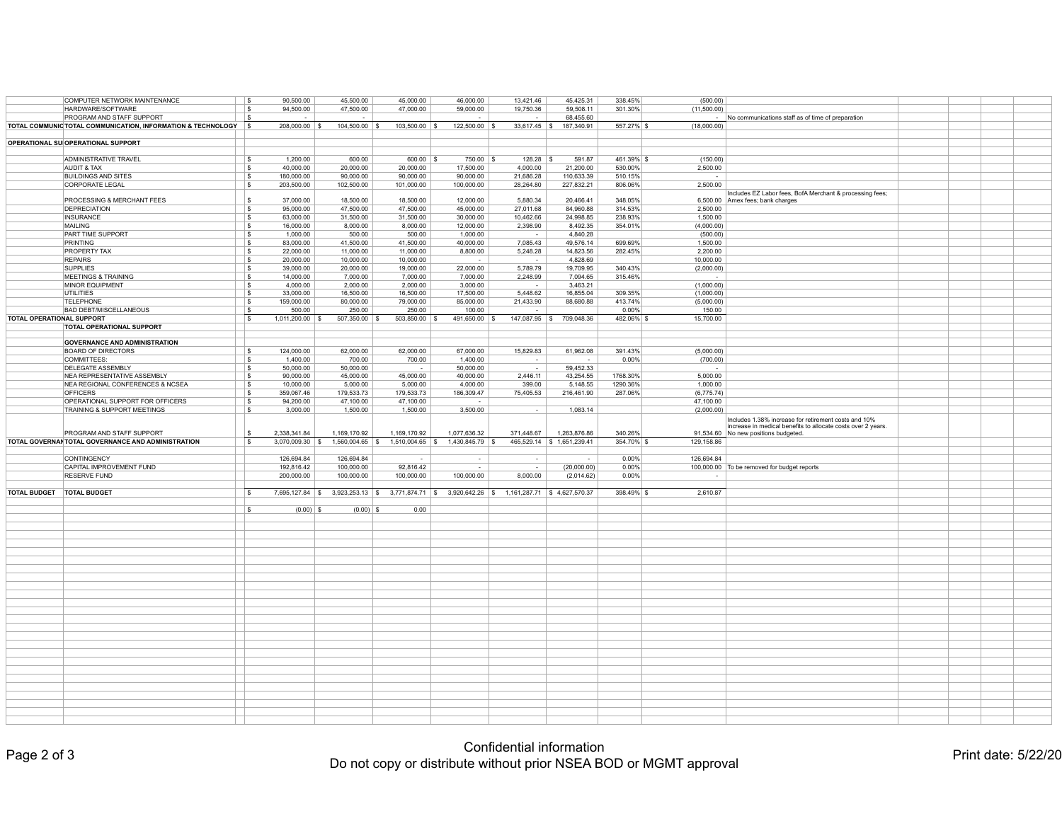| | | | | | | | | | | | |
|---|---|---|---|---|---|---|---|---|---|---|---|
| | COMPUTER NETWORK MAINTENANCE | $ | 90,500.00 | 45,500.00 | 45,000.00 | 46,000.00 | 13,421.46 | 45,425.31 | 338.45% | (500.00) | |
| | HARDWARE/SOFTWARE | $ | 94,500.00 | 47,500.00 | 47,000.00 | 59,000.00 | 19,750.36 | 59,508.11 | 301.30% | (11,500.00) | |
| | PROGRAM AND STAFF SUPPORT | $ | - | - | | - | - | 68,455.60 | | - | No communications staff as of time of preparation |
| **TOTAL COMMUNIC** | **TOTAL COMMUNICATION, INFORMATION & TECHNOLOGY** | $ | 208,000.00 | $ 104,500.00 | $ 103,500.00 | $ 122,500.00 | $ 33,617.45 | $ 187,340.91 | 557.27% | $ (18,000.00) | |
| | | | | | | | | | | | |
| **OPERATIONAL SU** | **OPERATIONAL SUPPORT** | | | | | | | | | | |
| | | | | | | | | | | | |
| | ADMINISTRATIVE TRAVEL | $ | 1,200.00 | 600.00 | 600.00 | $ 750.00 | $ 128.28 | $ 591.87 | 461.39% | $ (150.00) | |
| | AUDIT & TAX | $ | 40,000.00 | 20,000.00 | 20,000.00 | 17,500.00 | 4,000.00 | 21,200.00 | 530.00% | 2,500.00 | |
| | BUILDINGS AND SITES | $ | 180,000.00 | 90,000.00 | 90,000.00 | 90,000.00 | 21,686.28 | 110,633.39 | 510.15% | - | |
| | CORPORATE LEGAL | $ | 203,500.00 | 102,500.00 | 101,000.00 | 100,000.00 | 28,264.80 | 227,832.21 | 806.06% | 2,500.00 | |
| | PROCESSING & MERCHANT FEES | $ | 37,000.00 | 18,500.00 | 18,500.00 | 12,000.00 | 5,880.34 | 20,466.41 | 348.05% | 6,500.00 | Includes EZ Labor fees, BofA Merchant & processing fees; Amex fees; bank charges |
| | DEPRECIATION | $ | 95,000.00 | 47,500.00 | 47,500.00 | 45,000.00 | 27,011.68 | 84,960.88 | 314.53% | 2,500.00 | |
| | INSURANCE | $ | 63,000.00 | 31,500.00 | 31,500.00 | 30,000.00 | 10,462.66 | 24,998.85 | 238.93% | 1,500.00 | |
| | MAILING | $ | 16,000.00 | 8,000.00 | 8,000.00 | 12,000.00 | 2,398.90 | 8,492.35 | 354.01% | (4,000.00) | |
| | PART TIME SUPPORT | $ | 1,000.00 | 500.00 | 500.00 | 1,000.00 | - | 4,840.28 | | (500.00) | |
| | PRINTING | $ | 83,000.00 | 41,500.00 | 41,500.00 | 40,000.00 | 7,085.43 | 49,576.14 | 699.69% | 1,500.00 | |
| | PROPERTY TAX | $ | 22,000.00 | 11,000.00 | 11,000.00 | 8,800.00 | 5,248.28 | 14,823.56 | 282.45% | 2,200.00 | |
| | REPAIRS | $ | 20,000.00 | 10,000.00 | 10,000.00 | - | - | 4,828.69 | | 10,000.00 | |
| | SUPPLIES | $ | 39,000.00 | 20,000.00 | 19,000.00 | 22,000.00 | 5,789.79 | 19,709.95 | 340.43% | (2,000.00) | |
| | MEETINGS & TRAINING | $ | 14,000.00 | 7,000.00 | 7,000.00 | 7,000.00 | 2,248.99 | 7,094.65 | 315.46% | - | |
| | MINOR EQUIPMENT | $ | 4,000.00 | 2,000.00 | 2,000.00 | 3,000.00 | - | 3,463.21 | | (1,000.00) | |
| | UTILITIES | $ | 33,000.00 | 16,500.00 | 16,500.00 | 17,500.00 | 5,448.62 | 16,855.04 | 309.35% | (1,000.00) | |
| | TELEPHONE | $ | 159,000.00 | 80,000.00 | 79,000.00 | 85,000.00 | 21,433.90 | 88,680.88 | 413.74% | (5,000.00) | |
| | BAD DEBT/MISCELLANEOUS | $ | 500.00 | 250.00 | 250.00 | 100.00 | - | | 0.00% | 150.00 | |
| **TOTAL OPERATIONAL SUPPORT** | | $ | 1,011,200.00 | $ 507,350.00 | $ 503,850.00 | $ 491,650.00 | $ 147,087.95 | $ 709,048.36 | 482.06% | $ 15,700.00 | |
| | **TOTAL OPERATIONAL SUPPORT** | | | | | | | | | | |
| | | | | | | | | | | | |
| | **GOVERNANCE AND ADMINISTRATION** | | | | | | | | | | |
| | BOARD OF DIRECTORS | $ | 124,000.00 | 62,000.00 | 62,000.00 | 67,000.00 | 15,829.83 | 61,962.08 | 391.43% | (5,000.00) | |
| | COMMITTEES: | $ | 1,400.00 | 700.00 | 700.00 | 1,400.00 | - | - | 0.00% | (700.00) | |
| | DELEGATE ASSEMBLY | $ | 50,000.00 | 50,000.00 | - | 50,000.00 | - | 59,452.33 | | - | |
| | NEA REPRESENTATIVE ASSEMBLY | $ | 90,000.00 | 45,000.00 | 45,000.00 | 40,000.00 | 2,446.11 | 43,254.55 | 1768.30% | 5,000.00 | |
| | NEA REGIONAL CONFERENCES & NCSEA | $ | 10,000.00 | 5,000.00 | 5,000.00 | 4,000.00 | 399.00 | 5,148.55 | 1290.36% | 1,000.00 | |
| | OFFICERS | $ | 359,067.46 | 179,533.73 | 179,533.73 | 186,309.47 | 75,405.53 | 216,461.90 | 287.06% | (6,775.74) | |
| | OPERATIONAL SUPPORT FOR OFFICERS | $ | 94,200.00 | 47,100.00 | 47,100.00 | - | | | | 47,100.00 | |
| | TRAINING & SUPPORT MEETINGS | $ | 3,000.00 | 1,500.00 | 1,500.00 | 3,500.00 | - | 1,083.14 | | (2,000.00) | |
| | PROGRAM AND STAFF SUPPORT | $ | 2,338,341.84 | 1,169,170.92 | 1,169,170.92 | 1,077,636.32 | 371,448.67 | 1,263,876.86 | 340.26% | 91,534.60 | Includes 1.38% increase for retirement costs and 10% increase in medical benefits to allocate costs over 2 years. No new positions budgeted. |
| **TOTAL GOVERNAN** | **TOTAL GOVERNANCE AND ADMINISTRATION** | $ | 3,070,009.30 | $ 1,560,004.65 | $ 1,510,004.65 | $ 1,430,845.79 | $ 465,529.14 | $ 1,651,239.41 | 354.70% | $ 129,158.86 | |
| | | | | | | | | | | | |
| | CONTINGENCY | | 126,694.84 | 126,694.84 | - | - | - | - | 0.00% | 126,694.84 | |
| | CAPITAL IMPROVEMENT FUND | | 192,816.42 | 100,000.00 | 92,816.42 | - | - | (20,000.00) | 0.00% | 100,000.00 | To be removed for budget reports |
| | RESERVE FUND | | 200,000.00 | 100,000.00 | 100,000.00 | 100,000.00 | 8,000.00 | (2,014.62) | 0.00% | - | |
| | | | | | | | | | | | |
| **TOTAL BUDGET** | **TOTAL BUDGET** | $ | 7,695,127.84 | $ 3,923,253.13 | $ 3,771,874.71 | $ 3,920,642.26 | $ 1,161,287.71 | $ 4,627,570.37 | 398.49% | $ 2,610.87 | |
| | | | | | | | | | | | |
| | | $ | (0.00) | $ (0.00) | $ 0.00 | | | | | | |

Confidential information
Do not copy or distribute without prior NSEA BOD or MGMT approval

Print date: 5/22/20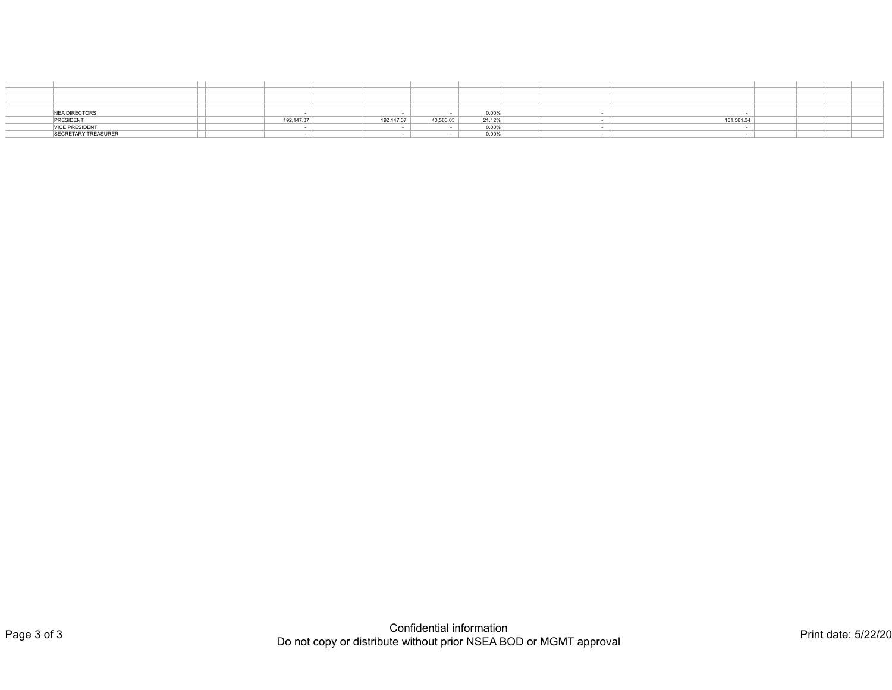| | | | | | | | | | | | | | | | |
|---|---|---|---|---|---|---|---|---|---|---|---|---|---|---|---|
| | NEA DIRECTORS | | | - | | - | - | 0.00% | | - | - | | | | |
| | PRESIDENT | | | 192,147.37 | | 192,147.37 | 40,586.03 | 21.12% | | - | 151,561.34 | | | | |
| | VICE PRESIDENT | | | - | | - | - | 0.00% | | - | - | | | | |
| | SECRETARY TREASURER | | | - | | - | - | 0.00% | | - | - | | | | |